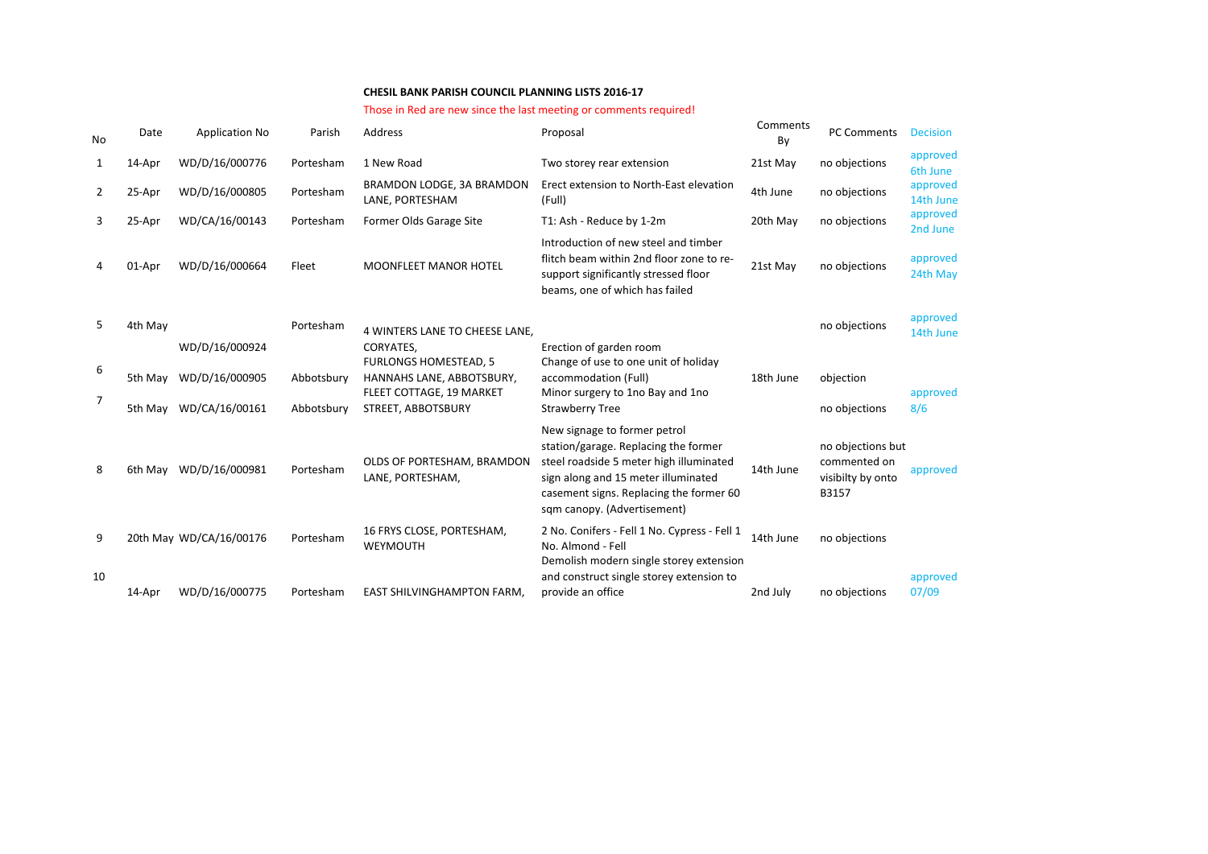**CHESIL BANK PARISH COUNCIL PLANNING LISTS 2016-17**

Those in Red are new since the last meeting or comments required!

| No | Date | Application No | Parish | Address | Proposal | Comments By | PC Comments | Decision |
|---|---|---|---|---|---|---|---|---|
| 1 | 14-Apr | WD/D/16/000776 | Portesham | 1 New Road | Two storey rear extension | 21st May | no objections | approved 6th June |
| 2 | 25-Apr | WD/D/16/000805 | Portesham | BRAMDON LODGE, 3A BRAMDON LANE, PORTESHAM | Erect extension to North-East elevation (Full) | 4th June | no objections | approved 14th June |
| 3 | 25-Apr | WD/CA/16/00143 | Portesham | Former Olds Garage Site | T1: Ash - Reduce by 1-2m | 20th May | no objections | approved 2nd June |
| 4 | 01-Apr | WD/D/16/000664 | Fleet | MOONFLEET MANOR HOTEL | Introduction of new steel and timber flitch beam within 2nd floor zone to re-support significantly stressed floor beams, one of which has failed | 21st May | no objections | approved 24th May |
| 5 | 4th May | WD/D/16/000924 | Portesham | 4 WINTERS LANE TO CHEESE LANE, CORYATES, | Erection of garden room | | no objections | approved 14th June |
| 6 | 5th May | WD/D/16/000905 | Abbotsbury | FURLONGS HOMESTEAD, 5 HANNAHS LANE, ABBOTSBURY, | Change of use to one unit of holiday accommodation (Full) | 18th June | objection | |
| 7 | 5th May | WD/CA/16/00161 | Abbotsbury | FLEET COTTAGE, 19 MARKET STREET, ABBOTSBURY | Minor surgery to 1no Bay and 1no Strawberry Tree | | no objections | approved 8/6 |
| 8 | 6th May | WD/D/16/000981 | Portesham | OLDS OF PORTESHAM, BRAMDON LANE, PORTESHAM, | New signage to former petrol station/garage. Replacing the former steel roadside 5 meter high illuminated sign along and 15 meter illuminated casement signs. Replacing the former 60 sqm canopy. (Advertisement) | 14th June | no objections but commented on visibilty by onto B3157 | approved |
| 9 | 20th May | WD/CA/16/00176 | Portesham | 16 FRYS CLOSE, PORTESHAM, WEYMOUTH | 2 No. Conifers - Fell 1 No. Cypress - Fell 1 No. Almond - Fell | 14th June | no objections | |
| 10 | 14-Apr | WD/D/16/000775 | Portesham | EAST SHILVINGHAMPTON FARM, | Demolish modern single storey extension and construct single storey extension to provide an office | 2nd July | no objections | approved 07/09 |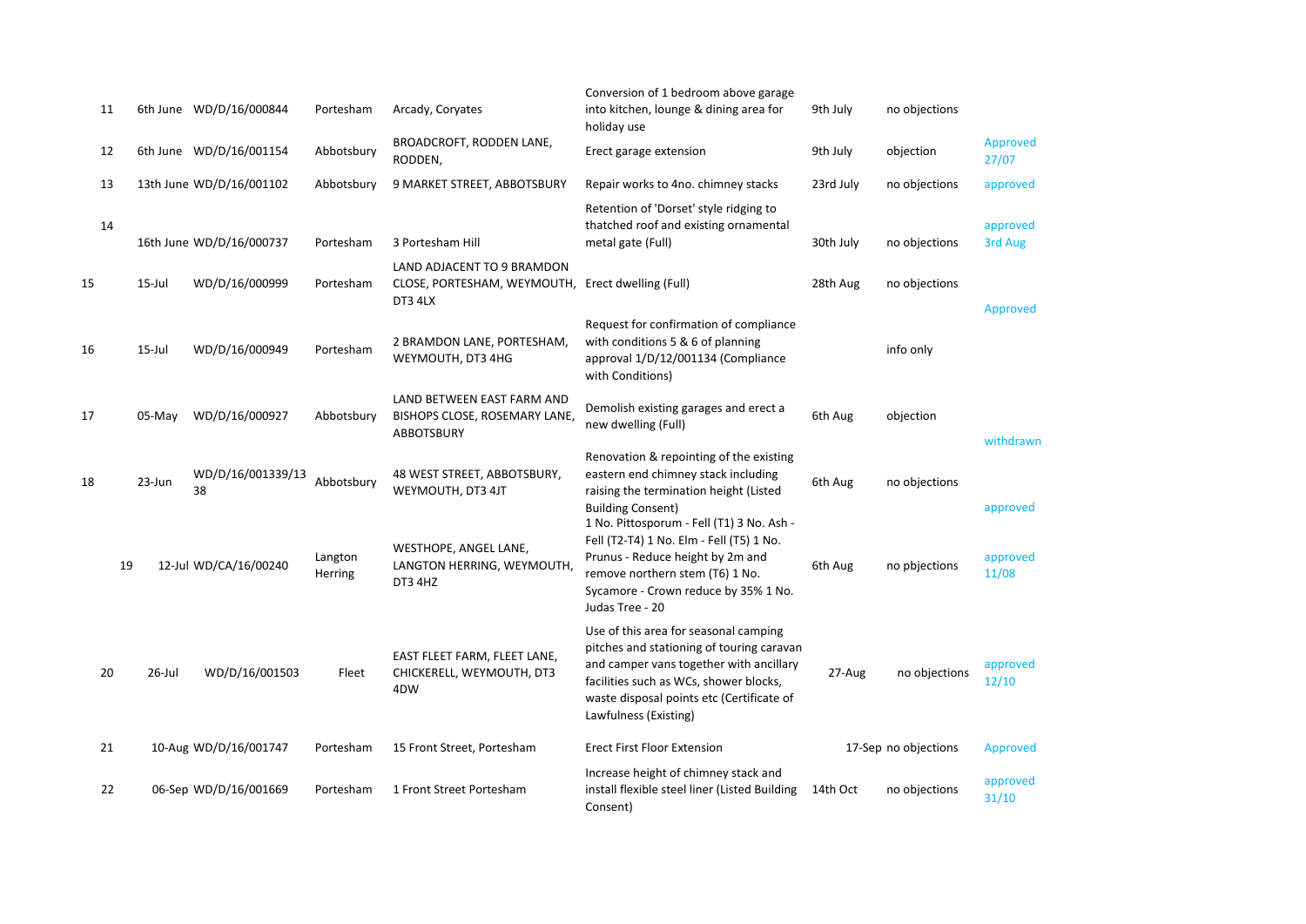| | | | | | | | | |
|---|---|---|---|---|---|---|---|---|
| 11 | 6th June | WD/D/16/000844 | Portesham | Arcady, Coryates | Conversion of 1 bedroom above garage into kitchen, lounge & dining area for holiday use | 9th July | no objections | |
| 12 | 6th June | WD/D/16/001154 | Abbotsbury | BROADCROFT, RODDEN LANE, RODDEN, | Erect garage extension | 9th July | objection | Approved 27/07 |
| 13 | 13th June | WD/D/16/001102 | Abbotsbury | 9 MARKET STREET, ABBOTSBURY | Repair works to 4no. chimney stacks | 23rd July | no objections | approved |
| 14 | 16th June | WD/D/16/000737 | Portesham | 3 Portesham Hill | Retention of 'Dorset' style ridging to thatched roof and existing ornamental metal gate (Full) | 30th July | no objections | approved 3rd Aug |
| 15 | 15-Jul | WD/D/16/000999 | Portesham | LAND ADJACENT TO 9 BRAMDON CLOSE, PORTESHAM, WEYMOUTH, DT3 4LX | Erect dwelling (Full) | 28th Aug | no objections | Approved |
| 16 | 15-Jul | WD/D/16/000949 | Portesham | 2 BRAMDON LANE, PORTESHAM, WEYMOUTH, DT3 4HG | Request for confirmation of compliance with conditions 5 & 6 of planning approval 1/D/12/001134 (Compliance with Conditions) | | info only | |
| 17 | 05-May | WD/D/16/000927 | Abbotsbury | LAND BETWEEN EAST FARM AND BISHOPS CLOSE, ROSEMARY LANE, ABBOTSBURY | Demolish existing garages and erect a new dwelling (Full) | 6th Aug | objection | withdrawn |
| 18 | 23-Jun | WD/D/16/001339/1338 | Abbotsbury | 48 WEST STREET, ABBOTSBURY, WEYMOUTH, DT3 4JT | Renovation & repointing of the existing eastern end chimney stack including raising the termination height (Listed Building Consent) | 6th Aug | no objections | approved |
| 19 | 12-Jul | WD/CA/16/00240 | Langton Herring | WESTHOPE, ANGEL LANE, LANGTON HERRING, WEYMOUTH, DT3 4HZ | 1 No. Pittosporum - Fell (T1) 3 No. Ash - Fell (T2-T4) 1 No. Elm - Fell (T5) 1 No. Prunus - Reduce height by 2m and remove northern stem (T6) 1 No. Sycamore - Crown reduce by 35% 1 No. Judas Tree - 20 | 6th Aug | no pbjections | approved 11/08 |
| 20 | 26-Jul | WD/D/16/001503 | Fleet | EAST FLEET FARM, FLEET LANE, CHICKERELL, WEYMOUTH, DT3 4DW | Use of this area for seasonal camping pitches and stationing of touring caravan and camper vans together with ancillary facilities such as WCs, shower blocks, waste disposal points etc (Certificate of Lawfulness (Existing) | 27-Aug | no objections | approved 12/10 |
| 21 | 10-Aug | WD/D/16/001747 | Portesham | 15 Front Street, Portesham | Erect First Floor Extension | 17-Sep | no objections | Approved |
| 22 | 06-Sep | WD/D/16/001669 | Portesham | 1 Front Street Portesham | Increase height of chimney stack and install flexible steel liner (Listed Building Consent) | 14th Oct | no objections | approved 31/10 |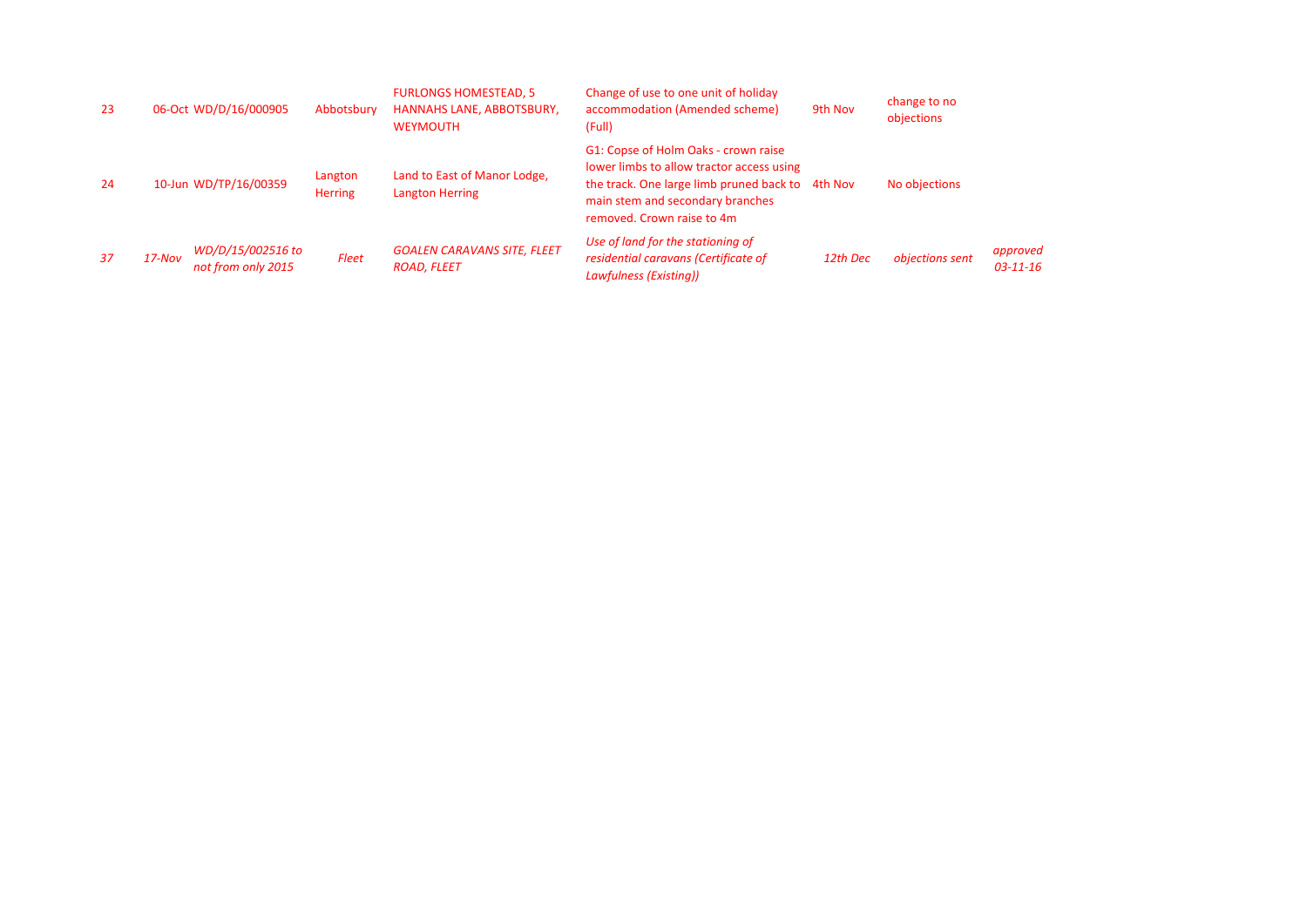| | | | | | | | | |
|---|---|---|---|---|---|---|---|---|
| 23 | 06-Oct | WD/D/16/000905 | Abbotsbury | FURLONGS HOMESTEAD, 5 HANNAHS LANE, ABBOTSBURY, WEYMOUTH | Change of use to one unit of holiday accommodation (Amended scheme) (Full) | 9th Nov | change to no objections | |
| 24 | 10-Jun | WD/TP/16/00359 | Langton Herring | Land to East of Manor Lodge, Langton Herring | G1: Copse of Holm Oaks - crown raise lower limbs to allow tractor access using the track. One large limb pruned back to main stem and secondary branches removed. Crown raise to 4m | 4th Nov | No objections | |
| *37* | *17-Nov* | *WD/D/15/002516 to not from only 2015* | *Fleet* | *GOALEN CARAVANS SITE, FLEET ROAD, FLEET* | *Use of land for the stationing of residential caravans (Certificate of Lawfulness (Existing))* | *12th Dec* | *objections sent* | *approved 03-11-16* |